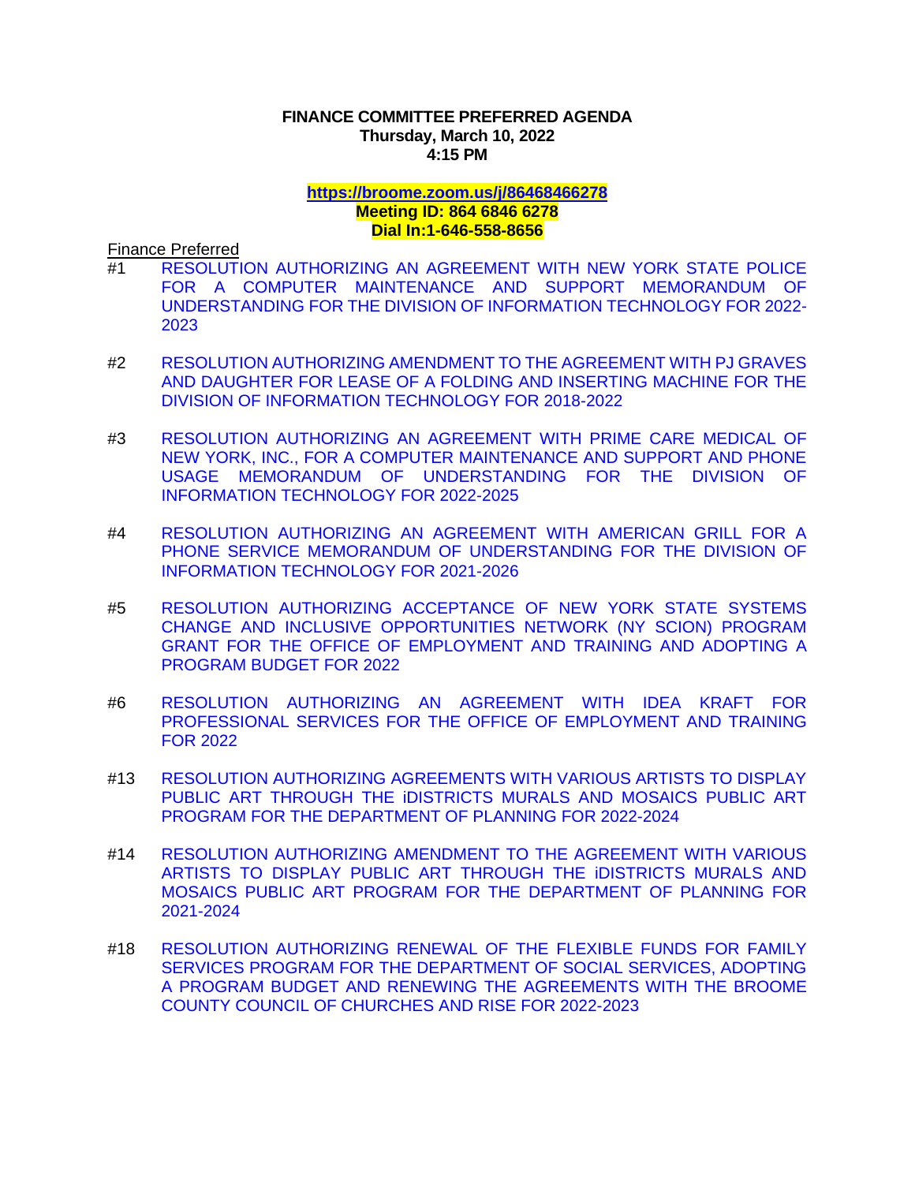**FINANCE COMMITTEE PREFERRED AGENDA**
**Thursday, March 10, 2022**
**4:15 PM**

**https://broome.zoom.us/j/86468466278**
**Meeting ID: 864 6846 6278**
**Dial In:1-646-558-8656**

Finance Preferred

#1 RESOLUTION AUTHORIZING AN AGREEMENT WITH NEW YORK STATE POLICE FOR A COMPUTER MAINTENANCE AND SUPPORT MEMORANDUM OF UNDERSTANDING FOR THE DIVISION OF INFORMATION TECHNOLOGY FOR 2022-2023

#2 RESOLUTION AUTHORIZING AMENDMENT TO THE AGREEMENT WITH PJ GRAVES AND DAUGHTER FOR LEASE OF A FOLDING AND INSERTING MACHINE FOR THE DIVISION OF INFORMATION TECHNOLOGY FOR 2018-2022

#3 RESOLUTION AUTHORIZING AN AGREEMENT WITH PRIME CARE MEDICAL OF NEW YORK, INC., FOR A COMPUTER MAINTENANCE AND SUPPORT AND PHONE USAGE MEMORANDUM OF UNDERSTANDING FOR THE DIVISION OF INFORMATION TECHNOLOGY FOR 2022-2025

#4 RESOLUTION AUTHORIZING AN AGREEMENT WITH AMERICAN GRILL FOR A PHONE SERVICE MEMORANDUM OF UNDERSTANDING FOR THE DIVISION OF INFORMATION TECHNOLOGY FOR 2021-2026

#5 RESOLUTION AUTHORIZING ACCEPTANCE OF NEW YORK STATE SYSTEMS CHANGE AND INCLUSIVE OPPORTUNITIES NETWORK (NY SCION) PROGRAM GRANT FOR THE OFFICE OF EMPLOYMENT AND TRAINING AND ADOPTING A PROGRAM BUDGET FOR 2022

#6 RESOLUTION AUTHORIZING AN AGREEMENT WITH IDEA KRAFT FOR PROFESSIONAL SERVICES FOR THE OFFICE OF EMPLOYMENT AND TRAINING FOR 2022

#13 RESOLUTION AUTHORIZING AGREEMENTS WITH VARIOUS ARTISTS TO DISPLAY PUBLIC ART THROUGH THE iDISTRICTS MURALS AND MOSAICS PUBLIC ART PROGRAM FOR THE DEPARTMENT OF PLANNING FOR 2022-2024

#14 RESOLUTION AUTHORIZING AMENDMENT TO THE AGREEMENT WITH VARIOUS ARTISTS TO DISPLAY PUBLIC ART THROUGH THE iDISTRICTS MURALS AND MOSAICS PUBLIC ART PROGRAM FOR THE DEPARTMENT OF PLANNING FOR 2021-2024

#18 RESOLUTION AUTHORIZING RENEWAL OF THE FLEXIBLE FUNDS FOR FAMILY SERVICES PROGRAM FOR THE DEPARTMENT OF SOCIAL SERVICES, ADOPTING A PROGRAM BUDGET AND RENEWING THE AGREEMENTS WITH THE BROOME COUNTY COUNCIL OF CHURCHES AND RISE FOR 2022-2023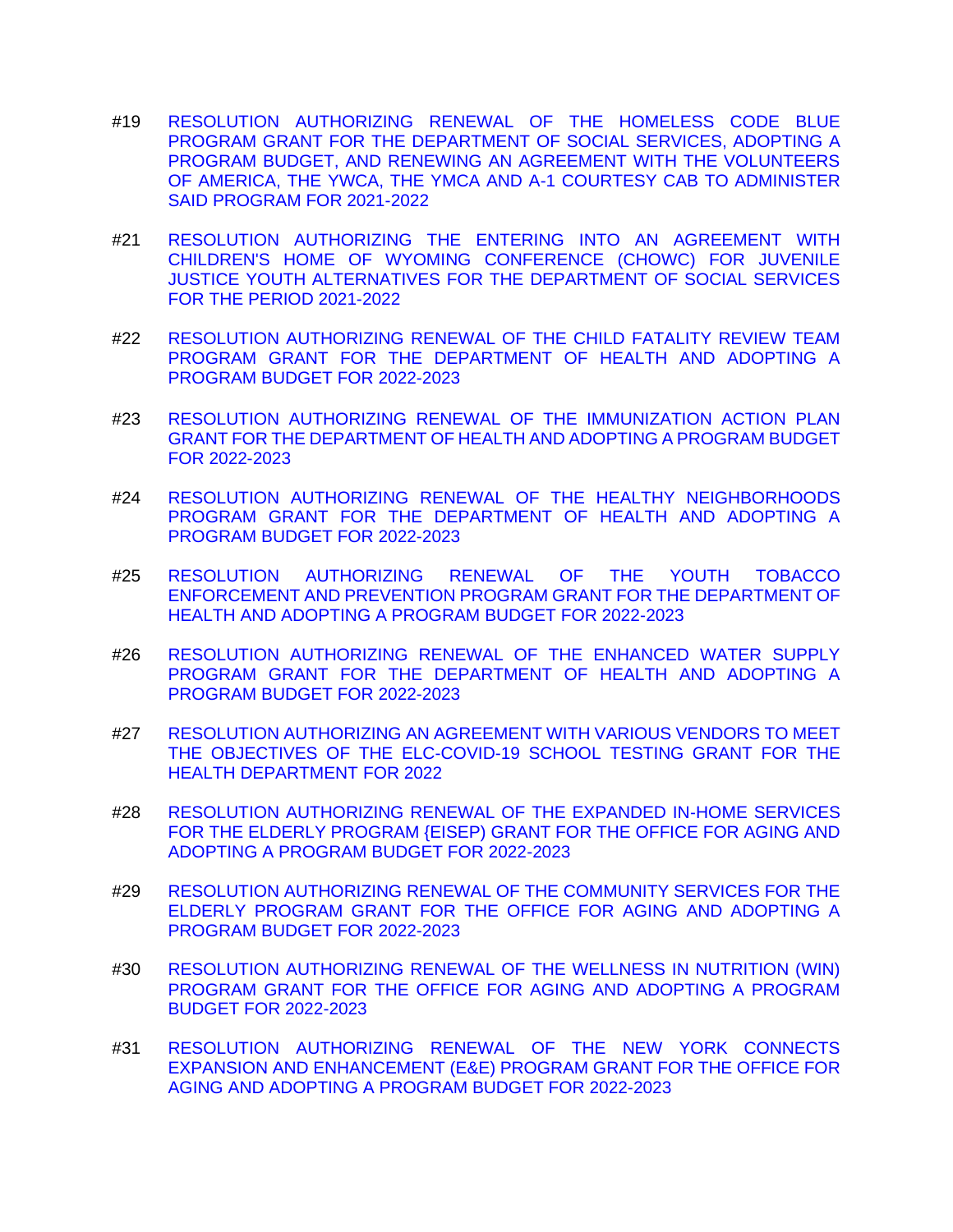#19 RESOLUTION AUTHORIZING RENEWAL OF THE HOMELESS CODE BLUE PROGRAM GRANT FOR THE DEPARTMENT OF SOCIAL SERVICES, ADOPTING A PROGRAM BUDGET, AND RENEWING AN AGREEMENT WITH THE VOLUNTEERS OF AMERICA, THE YWCA, THE YMCA AND A-1 COURTESY CAB TO ADMINISTER SAID PROGRAM FOR 2021-2022

#21 RESOLUTION AUTHORIZING THE ENTERING INTO AN AGREEMENT WITH CHILDREN'S HOME OF WYOMING CONFERENCE (CHOWC) FOR JUVENILE JUSTICE YOUTH ALTERNATIVES FOR THE DEPARTMENT OF SOCIAL SERVICES FOR THE PERIOD 2021-2022

#22 RESOLUTION AUTHORIZING RENEWAL OF THE CHILD FATALITY REVIEW TEAM PROGRAM GRANT FOR THE DEPARTMENT OF HEALTH AND ADOPTING A PROGRAM BUDGET FOR 2022-2023

#23 RESOLUTION AUTHORIZING RENEWAL OF THE IMMUNIZATION ACTION PLAN GRANT FOR THE DEPARTMENT OF HEALTH AND ADOPTING A PROGRAM BUDGET FOR 2022-2023

#24 RESOLUTION AUTHORIZING RENEWAL OF THE HEALTHY NEIGHBORHOODS PROGRAM GRANT FOR THE DEPARTMENT OF HEALTH AND ADOPTING A PROGRAM BUDGET FOR 2022-2023

#25 RESOLUTION AUTHORIZING RENEWAL OF THE YOUTH TOBACCO ENFORCEMENT AND PREVENTION PROGRAM GRANT FOR THE DEPARTMENT OF HEALTH AND ADOPTING A PROGRAM BUDGET FOR 2022-2023

#26 RESOLUTION AUTHORIZING RENEWAL OF THE ENHANCED WATER SUPPLY PROGRAM GRANT FOR THE DEPARTMENT OF HEALTH AND ADOPTING A PROGRAM BUDGET FOR 2022-2023

#27 RESOLUTION AUTHORIZING AN AGREEMENT WITH VARIOUS VENDORS TO MEET THE OBJECTIVES OF THE ELC-COVID-19 SCHOOL TESTING GRANT FOR THE HEALTH DEPARTMENT FOR 2022

#28 RESOLUTION AUTHORIZING RENEWAL OF THE EXPANDED IN-HOME SERVICES FOR THE ELDERLY PROGRAM {EISEP) GRANT FOR THE OFFICE FOR AGING AND ADOPTING A PROGRAM BUDGET FOR 2022-2023

#29 RESOLUTION AUTHORIZING RENEWAL OF THE COMMUNITY SERVICES FOR THE ELDERLY PROGRAM GRANT FOR THE OFFICE FOR AGING AND ADOPTING A PROGRAM BUDGET FOR 2022-2023

#30 RESOLUTION AUTHORIZING RENEWAL OF THE WELLNESS IN NUTRITION (WIN) PROGRAM GRANT FOR THE OFFICE FOR AGING AND ADOPTING A PROGRAM BUDGET FOR 2022-2023

#31 RESOLUTION AUTHORIZING RENEWAL OF THE NEW YORK CONNECTS EXPANSION AND ENHANCEMENT (E&E) PROGRAM GRANT FOR THE OFFICE FOR AGING AND ADOPTING A PROGRAM BUDGET FOR 2022-2023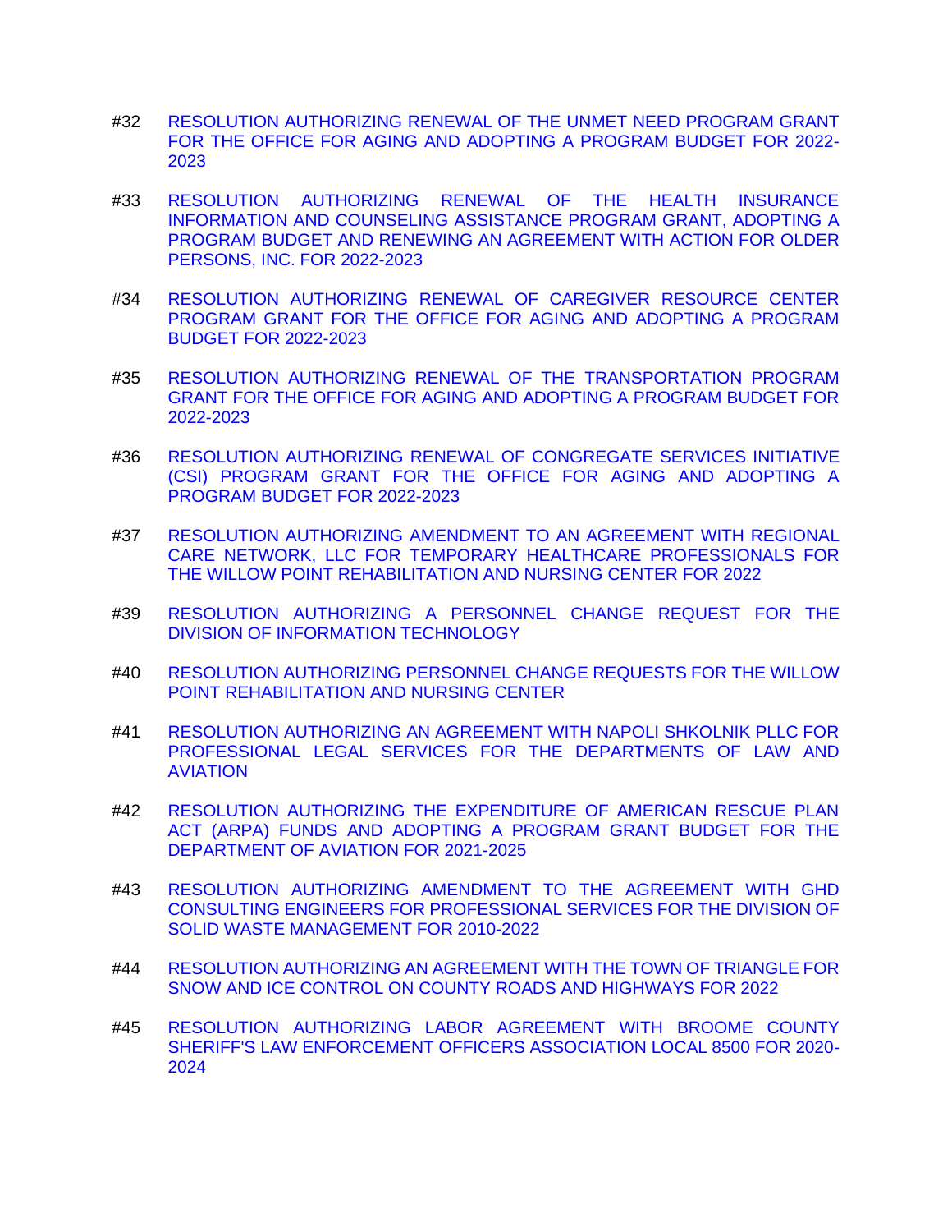#32 RESOLUTION AUTHORIZING RENEWAL OF THE UNMET NEED PROGRAM GRANT FOR THE OFFICE FOR AGING AND ADOPTING A PROGRAM BUDGET FOR 2022-2023

#33 RESOLUTION AUTHORIZING RENEWAL OF THE HEALTH INSURANCE INFORMATION AND COUNSELING ASSISTANCE PROGRAM GRANT, ADOPTING A PROGRAM BUDGET AND RENEWING AN AGREEMENT WITH ACTION FOR OLDER PERSONS, INC. FOR 2022-2023

#34 RESOLUTION AUTHORIZING RENEWAL OF CAREGIVER RESOURCE CENTER PROGRAM GRANT FOR THE OFFICE FOR AGING AND ADOPTING A PROGRAM BUDGET FOR 2022-2023

#35 RESOLUTION AUTHORIZING RENEWAL OF THE TRANSPORTATION PROGRAM GRANT FOR THE OFFICE FOR AGING AND ADOPTING A PROGRAM BUDGET FOR 2022-2023

#36 RESOLUTION AUTHORIZING RENEWAL OF CONGREGATE SERVICES INITIATIVE (CSI) PROGRAM GRANT FOR THE OFFICE FOR AGING AND ADOPTING A PROGRAM BUDGET FOR 2022-2023

#37 RESOLUTION AUTHORIZING AMENDMENT TO AN AGREEMENT WITH REGIONAL CARE NETWORK, LLC FOR TEMPORARY HEALTHCARE PROFESSIONALS FOR THE WILLOW POINT REHABILITATION AND NURSING CENTER FOR 2022

#39 RESOLUTION AUTHORIZING A PERSONNEL CHANGE REQUEST FOR THE DIVISION OF INFORMATION TECHNOLOGY

#40 RESOLUTION AUTHORIZING PERSONNEL CHANGE REQUESTS FOR THE WILLOW POINT REHABILITATION AND NURSING CENTER

#41 RESOLUTION AUTHORIZING AN AGREEMENT WITH NAPOLI SHKOLNIK PLLC FOR PROFESSIONAL LEGAL SERVICES FOR THE DEPARTMENTS OF LAW AND AVIATION

#42 RESOLUTION AUTHORIZING THE EXPENDITURE OF AMERICAN RESCUE PLAN ACT (ARPA) FUNDS AND ADOPTING A PROGRAM GRANT BUDGET FOR THE DEPARTMENT OF AVIATION FOR 2021-2025

#43 RESOLUTION AUTHORIZING AMENDMENT TO THE AGREEMENT WITH GHD CONSULTING ENGINEERS FOR PROFESSIONAL SERVICES FOR THE DIVISION OF SOLID WASTE MANAGEMENT FOR 2010-2022

#44 RESOLUTION AUTHORIZING AN AGREEMENT WITH THE TOWN OF TRIANGLE FOR SNOW AND ICE CONTROL ON COUNTY ROADS AND HIGHWAYS FOR 2022

#45 RESOLUTION AUTHORIZING LABOR AGREEMENT WITH BROOME COUNTY SHERIFF'S LAW ENFORCEMENT OFFICERS ASSOCIATION LOCAL 8500 FOR 2020-2024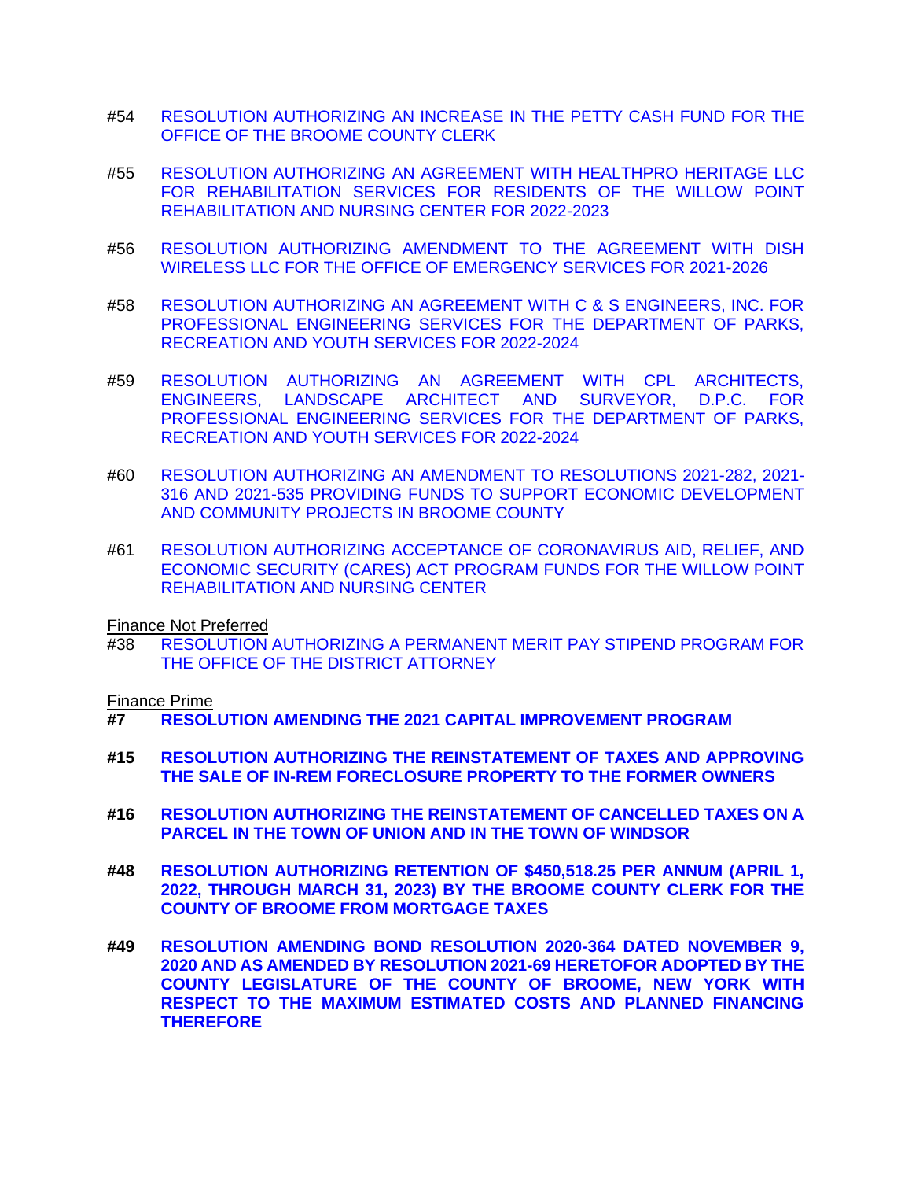#54 RESOLUTION AUTHORIZING AN INCREASE IN THE PETTY CASH FUND FOR THE OFFICE OF THE BROOME COUNTY CLERK

#55 RESOLUTION AUTHORIZING AN AGREEMENT WITH HEALTHPRO HERITAGE LLC FOR REHABILITATION SERVICES FOR RESIDENTS OF THE WILLOW POINT REHABILITATION AND NURSING CENTER FOR 2022-2023

#56 RESOLUTION AUTHORIZING AMENDMENT TO THE AGREEMENT WITH DISH WIRELESS LLC FOR THE OFFICE OF EMERGENCY SERVICES FOR 2021-2026

#58 RESOLUTION AUTHORIZING AN AGREEMENT WITH C & S ENGINEERS, INC. FOR PROFESSIONAL ENGINEERING SERVICES FOR THE DEPARTMENT OF PARKS, RECREATION AND YOUTH SERVICES FOR 2022-2024

#59 RESOLUTION AUTHORIZING AN AGREEMENT WITH CPL ARCHITECTS, ENGINEERS, LANDSCAPE ARCHITECT AND SURVEYOR, D.P.C. FOR PROFESSIONAL ENGINEERING SERVICES FOR THE DEPARTMENT OF PARKS, RECREATION AND YOUTH SERVICES FOR 2022-2024

#60 RESOLUTION AUTHORIZING AN AMENDMENT TO RESOLUTIONS 2021-282, 2021-316 AND 2021-535 PROVIDING FUNDS TO SUPPORT ECONOMIC DEVELOPMENT AND COMMUNITY PROJECTS IN BROOME COUNTY

#61 RESOLUTION AUTHORIZING ACCEPTANCE OF CORONAVIRUS AID, RELIEF, AND ECONOMIC SECURITY (CARES) ACT PROGRAM FUNDS FOR THE WILLOW POINT REHABILITATION AND NURSING CENTER

Finance Not Preferred

#38 RESOLUTION AUTHORIZING A PERMANENT MERIT PAY STIPEND PROGRAM FOR THE OFFICE OF THE DISTRICT ATTORNEY

Finance Prime

**#7 RESOLUTION AMENDING THE 2021 CAPITAL IMPROVEMENT PROGRAM**

**#15 RESOLUTION AUTHORIZING THE REINSTATEMENT OF TAXES AND APPROVING THE SALE OF IN-REM FORECLOSURE PROPERTY TO THE FORMER OWNERS**

**#16 RESOLUTION AUTHORIZING THE REINSTATEMENT OF CANCELLED TAXES ON A PARCEL IN THE TOWN OF UNION AND IN THE TOWN OF WINDSOR**

**#48 RESOLUTION AUTHORIZING RETENTION OF $450,518.25 PER ANNUM (APRIL 1, 2022, THROUGH MARCH 31, 2023) BY THE BROOME COUNTY CLERK FOR THE COUNTY OF BROOME FROM MORTGAGE TAXES**

**#49 RESOLUTION AMENDING BOND RESOLUTION 2020-364 DATED NOVEMBER 9, 2020 AND AS AMENDED BY RESOLUTION 2021-69 HERETOFOR ADOPTED BY THE COUNTY LEGISLATURE OF THE COUNTY OF BROOME, NEW YORK WITH RESPECT TO THE MAXIMUM ESTIMATED COSTS AND PLANNED FINANCING THEREFORE**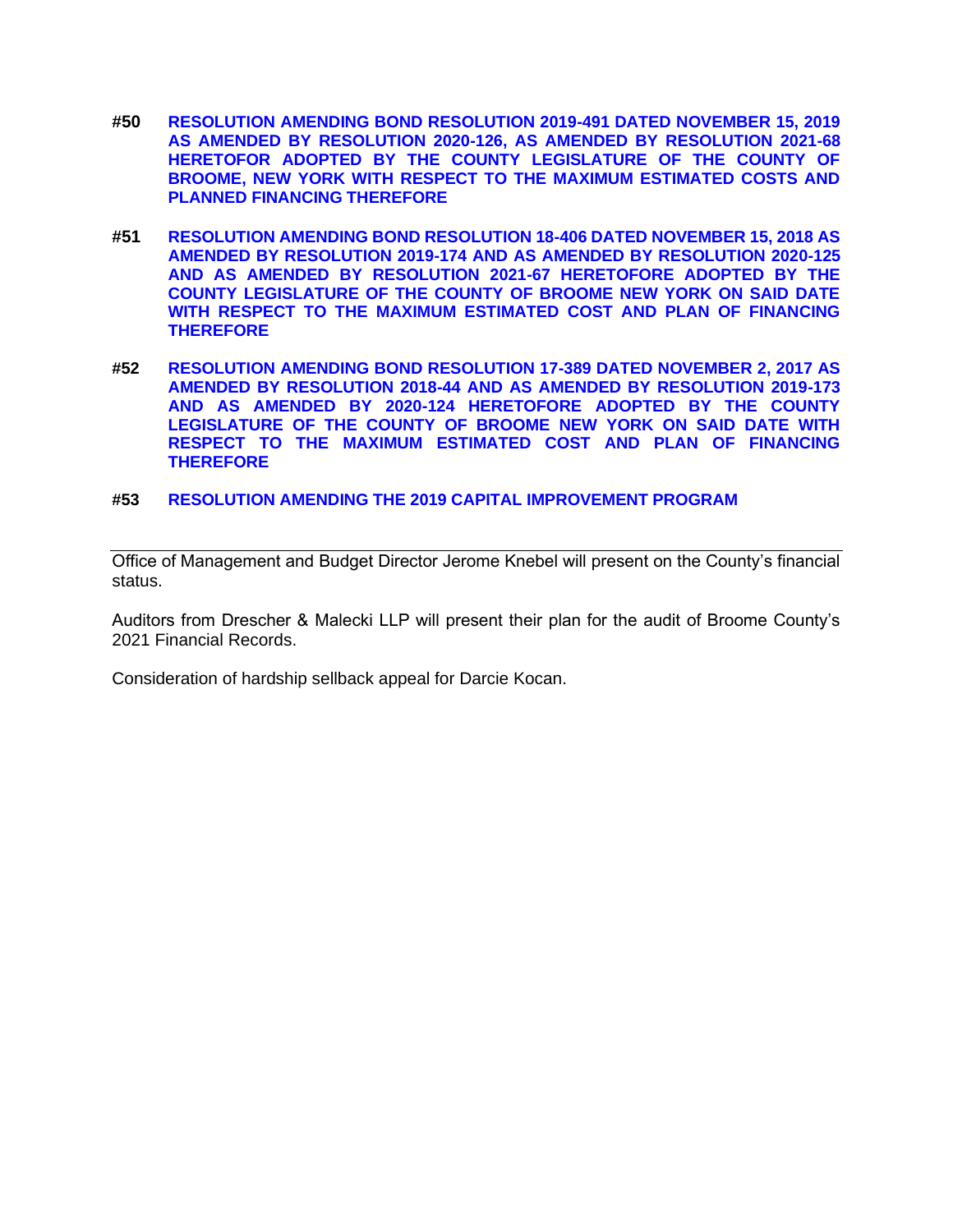**#50** **RESOLUTION AMENDING BOND RESOLUTION 2019-491 DATED NOVEMBER 15, 2019 AS AMENDED BY RESOLUTION 2020-126, AS AMENDED BY RESOLUTION 2021-68 HERETOFOR ADOPTED BY THE COUNTY LEGISLATURE OF THE COUNTY OF BROOME, NEW YORK WITH RESPECT TO THE MAXIMUM ESTIMATED COSTS AND PLANNED FINANCING THEREFORE**

**#51** **RESOLUTION AMENDING BOND RESOLUTION 18-406 DATED NOVEMBER 15, 2018 AS AMENDED BY RESOLUTION 2019-174 AND AS AMENDED BY RESOLUTION 2020-125 AND AS AMENDED BY RESOLUTION 2021-67 HERETOFORE ADOPTED BY THE COUNTY LEGISLATURE OF THE COUNTY OF BROOME NEW YORK ON SAID DATE WITH RESPECT TO THE MAXIMUM ESTIMATED COST AND PLAN OF FINANCING THEREFORE**

**#52** **RESOLUTION AMENDING BOND RESOLUTION 17-389 DATED NOVEMBER 2, 2017 AS AMENDED BY RESOLUTION 2018-44 AND AS AMENDED BY RESOLUTION 2019-173 AND AS AMENDED BY 2020-124 HERETOFORE ADOPTED BY THE COUNTY LEGISLATURE OF THE COUNTY OF BROOME NEW YORK ON SAID DATE WITH RESPECT TO THE MAXIMUM ESTIMATED COST AND PLAN OF FINANCING THEREFORE**

**#53** **RESOLUTION AMENDING THE 2019 CAPITAL IMPROVEMENT PROGRAM**

---

Office of Management and Budget Director Jerome Knebel will present on the County's financial status.

Auditors from Drescher & Malecki LLP will present their plan for the audit of Broome County's 2021 Financial Records.

Consideration of hardship sellback appeal for Darcie Kocan.